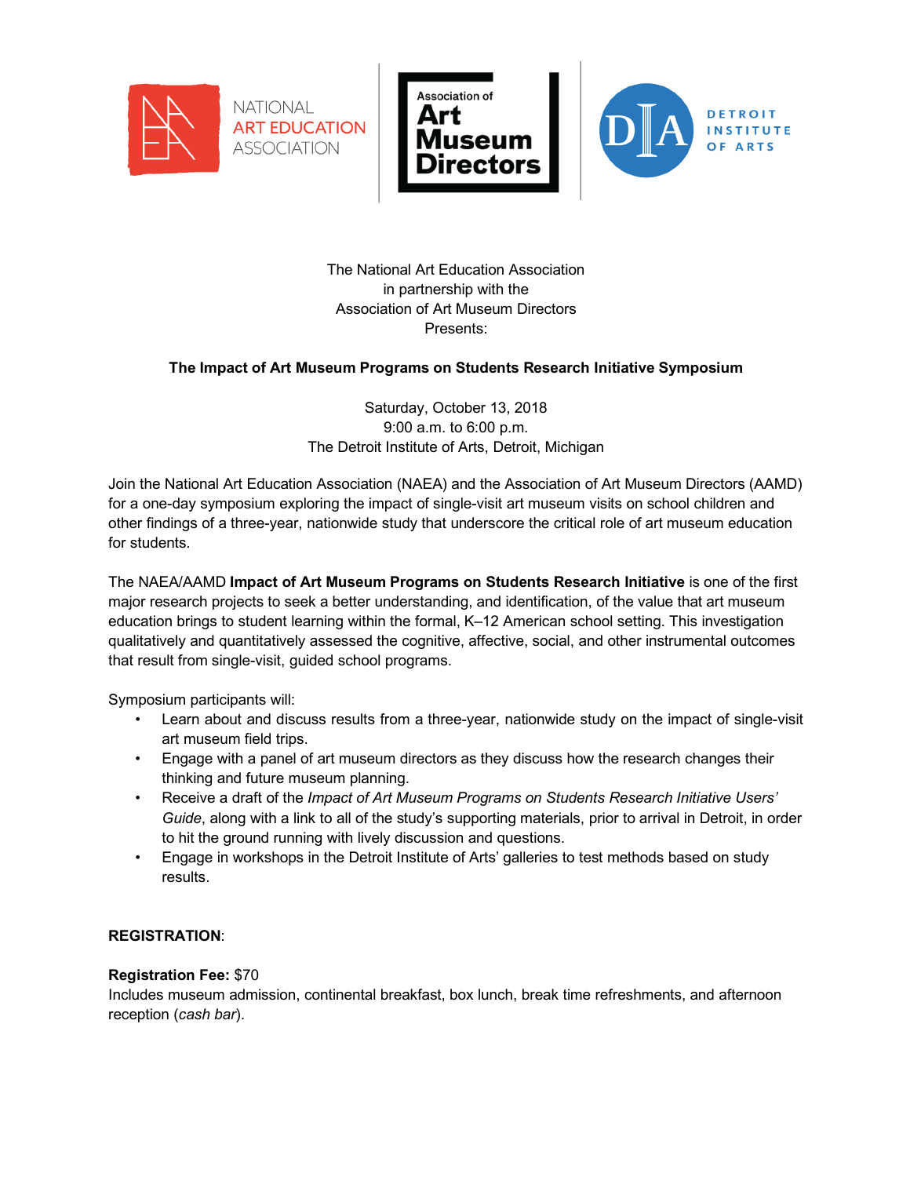NATIONAL ART EDUCATION ASSOCIATION | Association of Art Museum Directors | DETROIT INSTITUTE OF ARTS

The National Art Education Association
in partnership with the
Association of Art Museum Directors
Presents:

**The Impact of Art Museum Programs on Students Research Initiative Symposium**

Saturday, October 13, 2018
9:00 a.m. to 6:00 p.m.
The Detroit Institute of Arts, Detroit, Michigan

Join the National Art Education Association (NAEA) and the Association of Art Museum Directors (AAMD) for a one-day symposium exploring the impact of single-visit art museum visits on school children and other findings of a three-year, nationwide study that underscore the critical role of art museum education for students.

The NAEA/AAMD **Impact of Art Museum Programs on Students Research Initiative** is one of the first major research projects to seek a better understanding, and identification, of the value that art museum education brings to student learning within the formal, K–12 American school setting. This investigation qualitatively and quantitatively assessed the cognitive, affective, social, and other instrumental outcomes that result from single-visit, guided school programs.

Symposium participants will:

- Learn about and discuss results from a three-year, nationwide study on the impact of single-visit art museum field trips.
- Engage with a panel of art museum directors as they discuss how the research changes their thinking and future museum planning.
- Receive a draft of the *Impact of Art Museum Programs on Students Research Initiative Users' Guide*, along with a link to all of the study's supporting materials, prior to arrival in Detroit, in order to hit the ground running with lively discussion and questions.
- Engage in workshops in the Detroit Institute of Arts' galleries to test methods based on study results.

**REGISTRATION**:

**Registration Fee:** $70
Includes museum admission, continental breakfast, box lunch, break time refreshments, and afternoon reception (*cash bar*).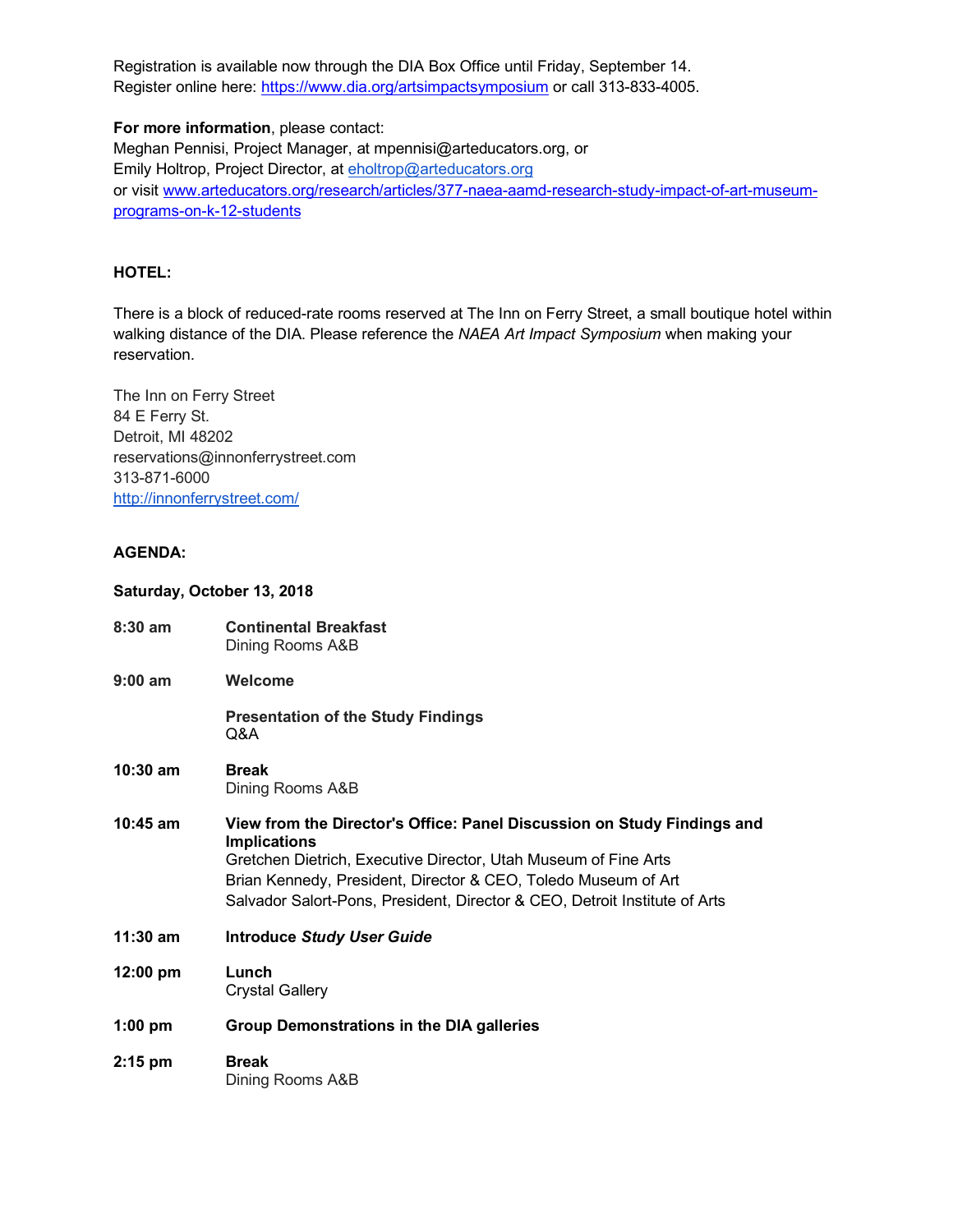Registration is available now through the DIA Box Office until Friday, September 14.
Register online here: [https://www.dia.org/artsimpactsymposium](https://www.dia.org/artsimpactsymposium) or call 313-833-4005.

**For more information**, please contact:
Meghan Pennisi, Project Manager, at mpennisi@arteducators.org, or
Emily Holtrop, Project Director, at [eholtrop@arteducators.org](mailto:eholtrop@arteducators.org)
or visit [www.arteducators.org/research/articles/377-naea-aamd-research-study-impact-of-art-museum-programs-on-k-12-students](www.arteducators.org/research/articles/377-naea-aamd-research-study-impact-of-art-museum-programs-on-k-12-students)

**HOTEL:**

There is a block of reduced-rate rooms reserved at The Inn on Ferry Street, a small boutique hotel within walking distance of the DIA. Please reference the *NAEA Art Impact Symposium* when making your reservation.

The Inn on Ferry Street
84 E Ferry St.
Detroit, MI 48202
reservations@innonferrystreet.com
313-871-6000
[http://innonferrystreet.com/](http://innonferrystreet.com/)

**AGENDA:**

**Saturday, October 13, 2018**

**8:30 am** — **Continental Breakfast**
Dining Rooms A&B

**9:00 am** — **Welcome**

**Presentation of the Study Findings**
Q&A

**10:30 am** — **Break**
Dining Rooms A&B

**10:45 am** — **View from the Director's Office: Panel Discussion on Study Findings and Implications**
Gretchen Dietrich, Executive Director, Utah Museum of Fine Arts
Brian Kennedy, President, Director & CEO, Toledo Museum of Art
Salvador Salort-Pons, President, Director & CEO, Detroit Institute of Arts

**11:30 am** — **Introduce *Study User Guide***

**12:00 pm** — **Lunch**
Crystal Gallery

**1:00 pm** — **Group Demonstrations in the DIA galleries**

**2:15 pm** — **Break**
Dining Rooms A&B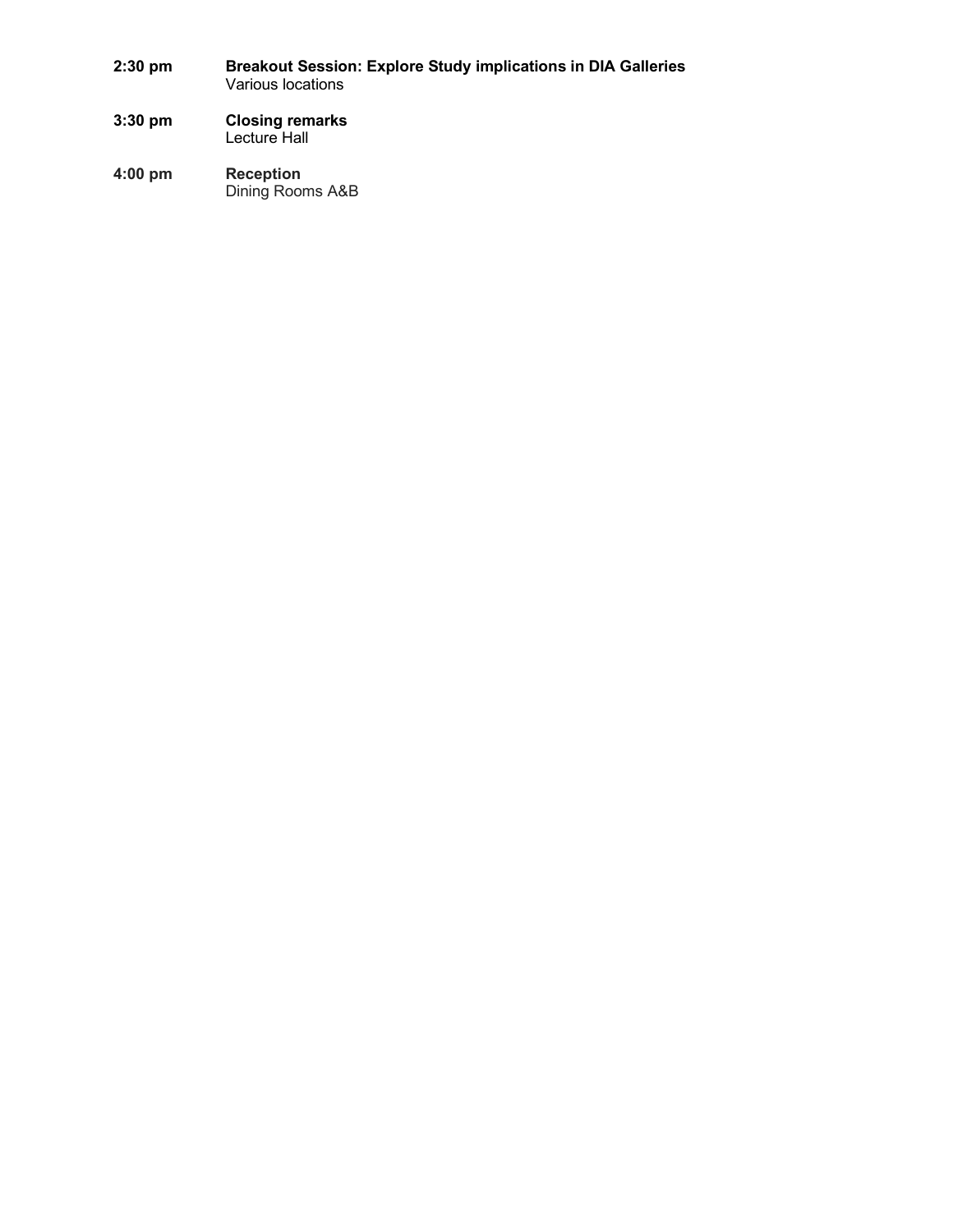**2:30 pm** **Breakout Session: Explore Study implications in DIA Galleries**
Various locations

**3:30 pm** **Closing remarks**
Lecture Hall

**4:00 pm** **Reception**
Dining Rooms A&B